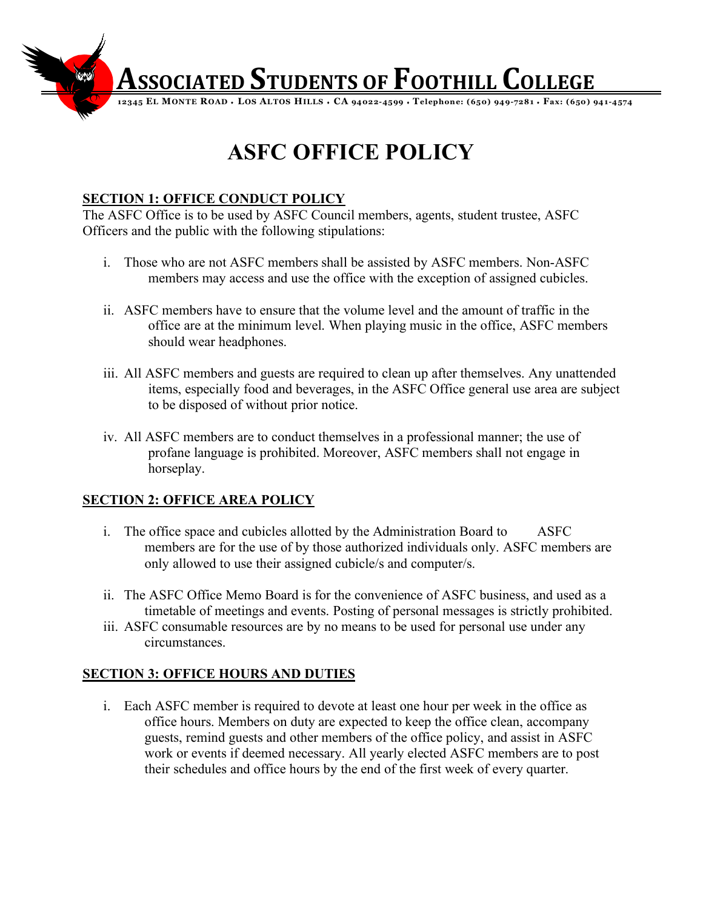# Associated Students of Foothill College

12345 El Monte Road • Los Altos Hills • CA 94022-4599 • Telephone: (650) 949-7281 • Fax: (650) 941-4574

# ASFC OFFICE POLICY

## SECTION 1: OFFICE CONDUCT POLICY

The ASFC Office is to be used by ASFC Council members, agents, student trustee, ASFC Officers and the public with the following stipulations:

i. Those who are not ASFC members shall be assisted by ASFC members. Non-ASFC members may access and use the office with the exception of assigned cubicles.

ii. ASFC members have to ensure that the volume level and the amount of traffic in the office are at the minimum level. When playing music in the office, ASFC members should wear headphones.

iii. All ASFC members and guests are required to clean up after themselves. Any unattended items, especially food and beverages, in the ASFC Office general use area are subject to be disposed of without prior notice.

iv. All ASFC members are to conduct themselves in a professional manner; the use of profane language is prohibited. Moreover, ASFC members shall not engage in horseplay.

## SECTION 2: OFFICE AREA POLICY

i. The office space and cubicles allotted by the Administration Board to ASFC members are for the use of by those authorized individuals only. ASFC members are only allowed to use their assigned cubicle/s and computer/s.

ii. The ASFC Office Memo Board is for the convenience of ASFC business, and used as a timetable of meetings and events. Posting of personal messages is strictly prohibited.

iii. ASFC consumable resources are by no means to be used for personal use under any circumstances.

## SECTION 3: OFFICE HOURS AND DUTIES

i. Each ASFC member is required to devote at least one hour per week in the office as office hours. Members on duty are expected to keep the office clean, accompany guests, remind guests and other members of the office policy, and assist in ASFC work or events if deemed necessary. All yearly elected ASFC members are to post their schedules and office hours by the end of the first week of every quarter.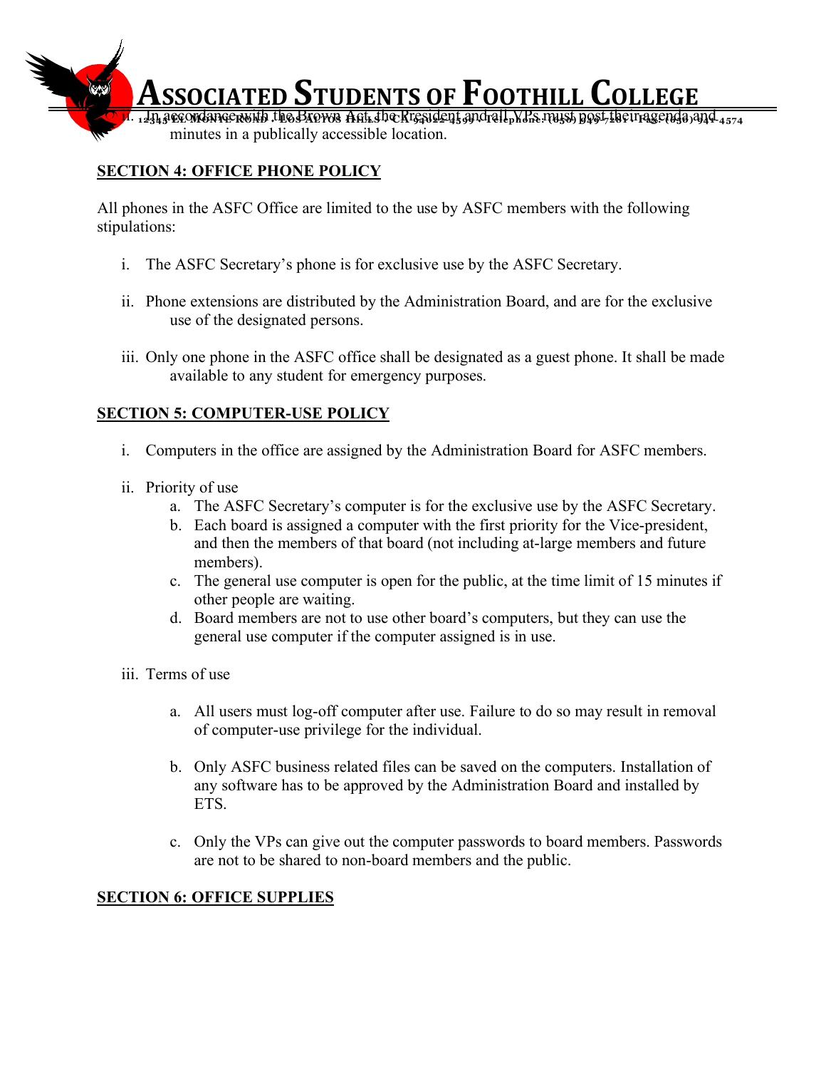ii. In accordance with the Brown Act, the President and all VPs must post their agenda and minutes in a publically accessible location.

**SECTION 4: OFFICE PHONE POLICY**

All phones in the ASFC Office are limited to the use by ASFC members with the following stipulations:

i. The ASFC Secretary's phone is for exclusive use by the ASFC Secretary.

ii. Phone extensions are distributed by the Administration Board, and are for the exclusive use of the designated persons.

iii. Only one phone in the ASFC office shall be designated as a guest phone. It shall be made available to any student for emergency purposes.

**SECTION 5: COMPUTER-USE POLICY**

i. Computers in the office are assigned by the Administration Board for ASFC members.

ii. Priority of use
   a. The ASFC Secretary's computer is for the exclusive use by the ASFC Secretary.
   b. Each board is assigned a computer with the first priority for the Vice-president, and then the members of that board (not including at-large members and future members).
   c. The general use computer is open for the public, at the time limit of 15 minutes if other people are waiting.
   d. Board members are not to use other board's computers, but they can use the general use computer if the computer assigned is in use.

iii. Terms of use

   a. All users must log-off computer after use. Failure to do so may result in removal of computer-use privilege for the individual.

   b. Only ASFC business related files can be saved on the computers. Installation of any software has to be approved by the Administration Board and installed by ETS.

   c. Only the VPs can give out the computer passwords to board members. Passwords are not to be shared to non-board members and the public.

**SECTION 6: OFFICE SUPPLIES**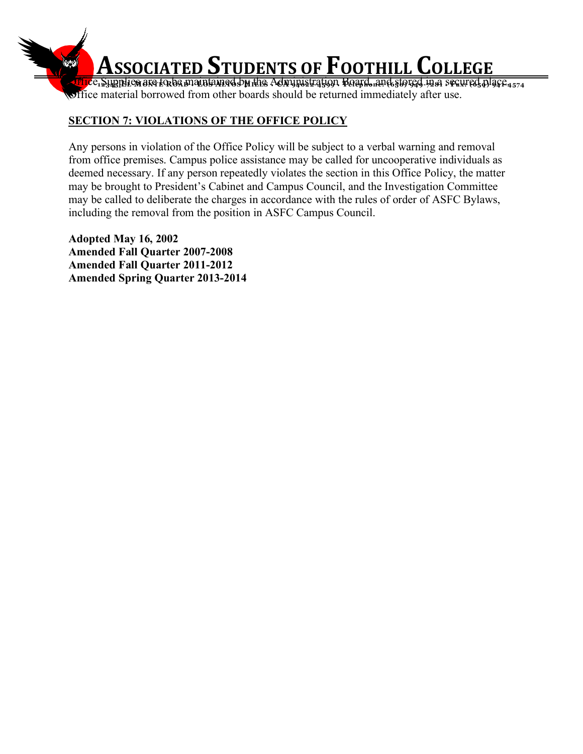Office Supplies are to be maintained by the Administration Board, and stored in a secured place. Office material borrowed from other boards should be returned immediately after use.

**SECTION 7: VIOLATIONS OF THE OFFICE POLICY**

Any persons in violation of the Office Policy will be subject to a verbal warning and removal from office premises. Campus police assistance may be called for uncooperative individuals as deemed necessary. If any person repeatedly violates the section in this Office Policy, the matter may be brought to President's Cabinet and Campus Council, and the Investigation Committee may be called to deliberate the charges in accordance with the rules of order of ASFC Bylaws, including the removal from the position in ASFC Campus Council.

**Adopted May 16, 2002**
**Amended Fall Quarter 2007-2008**
**Amended Fall Quarter 2011-2012**
**Amended Spring Quarter 2013-2014**